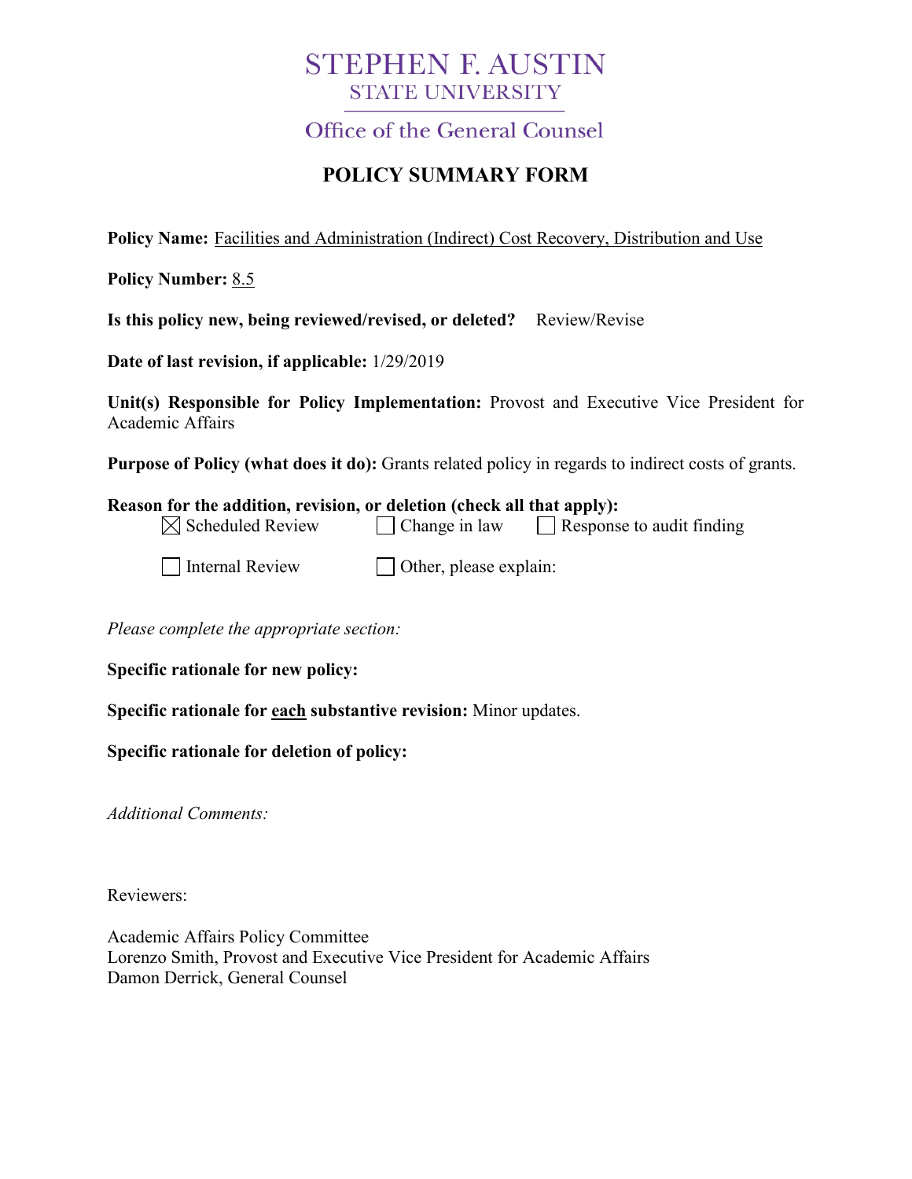# STEPHEN F. AUSTIN
## STATE UNIVERSITY

### Office of the General Counsel

## POLICY SUMMARY FORM

**Policy Name:** Facilities and Administration (Indirect) Cost Recovery, Distribution and Use

**Policy Number:** 8.5

**Is this policy new, being reviewed/revised, or deleted?** Review/Revise

**Date of last revision, if applicable:** 1/29/2019

**Unit(s) Responsible for Policy Implementation:** Provost and Executive Vice President for Academic Affairs

**Purpose of Policy (what does it do):** Grants related policy in regards to indirect costs of grants.

**Reason for the addition, revision, or deletion (check all that apply):**

- [x] Scheduled Review
- [ ] Change in law
- [ ] Response to audit finding
- [ ] Internal Review
- [ ] Other, please explain:

*Please complete the appropriate section:*

**Specific rationale for new policy:**

**Specific rationale for each substantive revision:** Minor updates.

**Specific rationale for deletion of policy:**

*Additional Comments:*

Reviewers:

Academic Affairs Policy Committee
Lorenzo Smith, Provost and Executive Vice President for Academic Affairs
Damon Derrick, General Counsel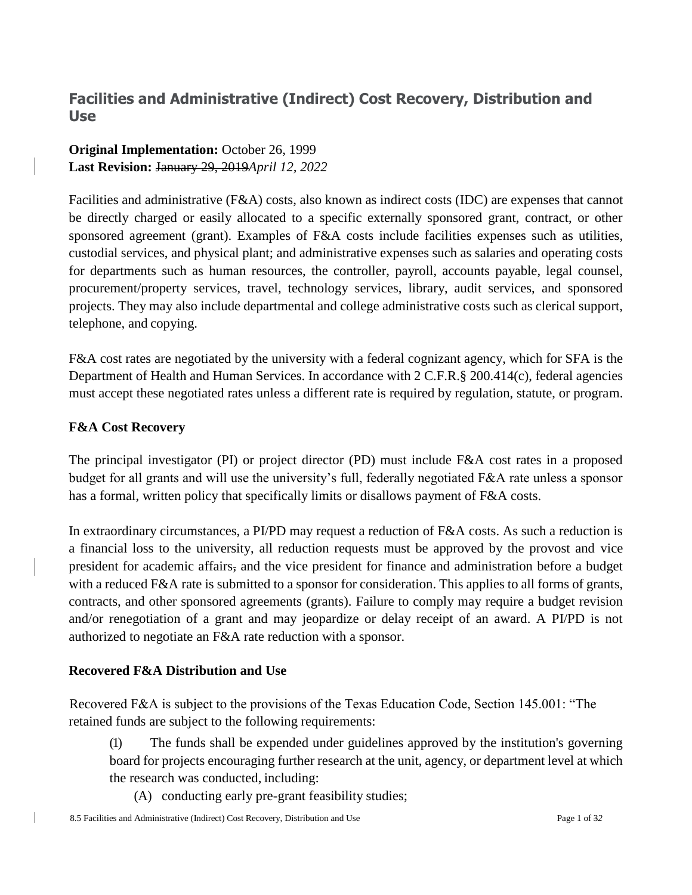# Facilities and Administrative (Indirect) Cost Recovery, Distribution and Use

**Original Implementation:** October 26, 1999
**Last Revision:** ~~January 29, 2019~~*April 12, 2022*

Facilities and administrative (F&A) costs, also known as indirect costs (IDC) are expenses that cannot be directly charged or easily allocated to a specific externally sponsored grant, contract, or other sponsored agreement (grant). Examples of F&A costs include facilities expenses such as utilities, custodial services, and physical plant; and administrative expenses such as salaries and operating costs for departments such as human resources, the controller, payroll, accounts payable, legal counsel, procurement/property services, travel, technology services, library, audit services, and sponsored projects. They may also include departmental and college administrative costs such as clerical support, telephone, and copying.

F&A cost rates are negotiated by the university with a federal cognizant agency, which for SFA is the Department of Health and Human Services. In accordance with 2 C.F.R.§ 200.414(c), federal agencies must accept these negotiated rates unless a different rate is required by regulation, statute, or program.

**F&A Cost Recovery**

The principal investigator (PI) or project director (PD) must include F&A cost rates in a proposed budget for all grants and will use the university's full, federally negotiated F&A rate unless a sponsor has a formal, written policy that specifically limits or disallows payment of F&A costs.

In extraordinary circumstances, a PI/PD may request a reduction of F&A costs. As such a reduction is a financial loss to the university, all reduction requests must be approved by the provost and vice president for academic affairs~~,~~ and the vice president for finance and administration before a budget with a reduced F&A rate is submitted to a sponsor for consideration. This applies to all forms of grants, contracts, and other sponsored agreements (grants). Failure to comply may require a budget revision and/or renegotiation of a grant and may jeopardize or delay receipt of an award. A PI/PD is not authorized to negotiate an F&A rate reduction with a sponsor.

**Recovered F&A Distribution and Use**

Recovered F&A is subject to the provisions of the Texas Education Code, Section 145.001: "The retained funds are subject to the following requirements:

(1) The funds shall be expended under guidelines approved by the institution's governing board for projects encouraging further research at the unit, agency, or department level at which the research was conducted, including:

(A) conducting early pre-grant feasibility studies;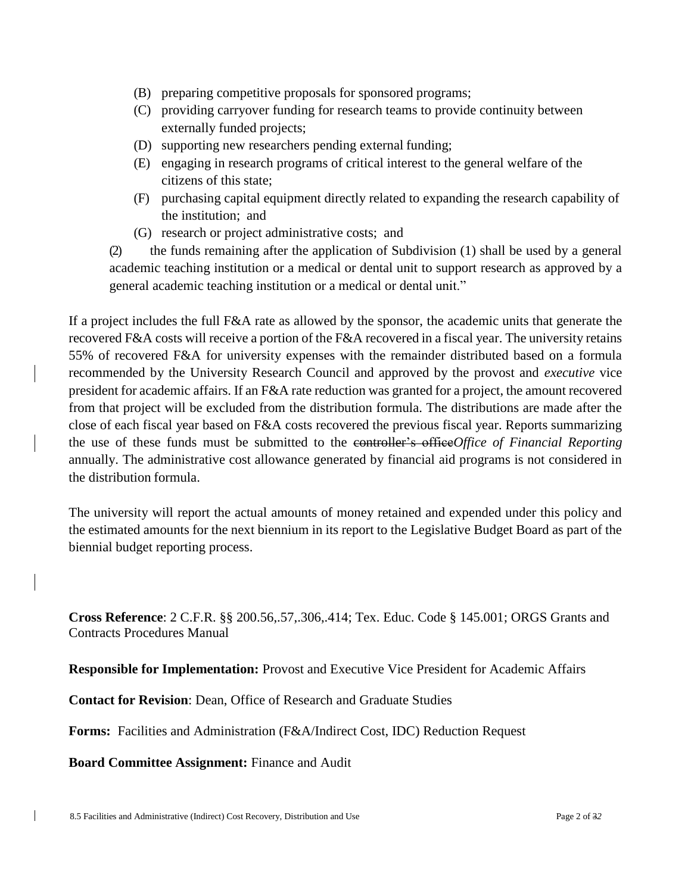(B) preparing competitive proposals for sponsored programs;
(C) providing carryover funding for research teams to provide continuity between externally funded projects;
(D) supporting new researchers pending external funding;
(E) engaging in research programs of critical interest to the general welfare of the citizens of this state;
(F) purchasing capital equipment directly related to expanding the research capability of the institution; and
(G) research or project administrative costs; and

(2) the funds remaining after the application of Subdivision (1) shall be used by a general academic teaching institution or a medical or dental unit to support research as approved by a general academic teaching institution or a medical or dental unit."

If a project includes the full F&A rate as allowed by the sponsor, the academic units that generate the recovered F&A costs will receive a portion of the F&A recovered in a fiscal year. The university retains 55% of recovered F&A for university expenses with the remainder distributed based on a formula recommended by the University Research Council and approved by the provost and *executive* vice president for academic affairs. If an F&A rate reduction was granted for a project, the amount recovered from that project will be excluded from the distribution formula. The distributions are made after the close of each fiscal year based on F&A costs recovered the previous fiscal year. Reports summarizing the use of these funds must be submitted to the ~~controller's office~~*Office of Financial Reporting* annually. The administrative cost allowance generated by financial aid programs is not considered in the distribution formula.

The university will report the actual amounts of money retained and expended under this policy and the estimated amounts for the next biennium in its report to the Legislative Budget Board as part of the biennial budget reporting process.

**Cross Reference**: 2 C.F.R. §§ 200.56,.57,.306,.414; Tex. Educ. Code § 145.001; ORGS Grants and Contracts Procedures Manual

**Responsible for Implementation:** Provost and Executive Vice President for Academic Affairs

**Contact for Revision**: Dean, Office of Research and Graduate Studies

**Forms:** Facilities and Administration (F&A/Indirect Cost, IDC) Reduction Request

**Board Committee Assignment:** Finance and Audit